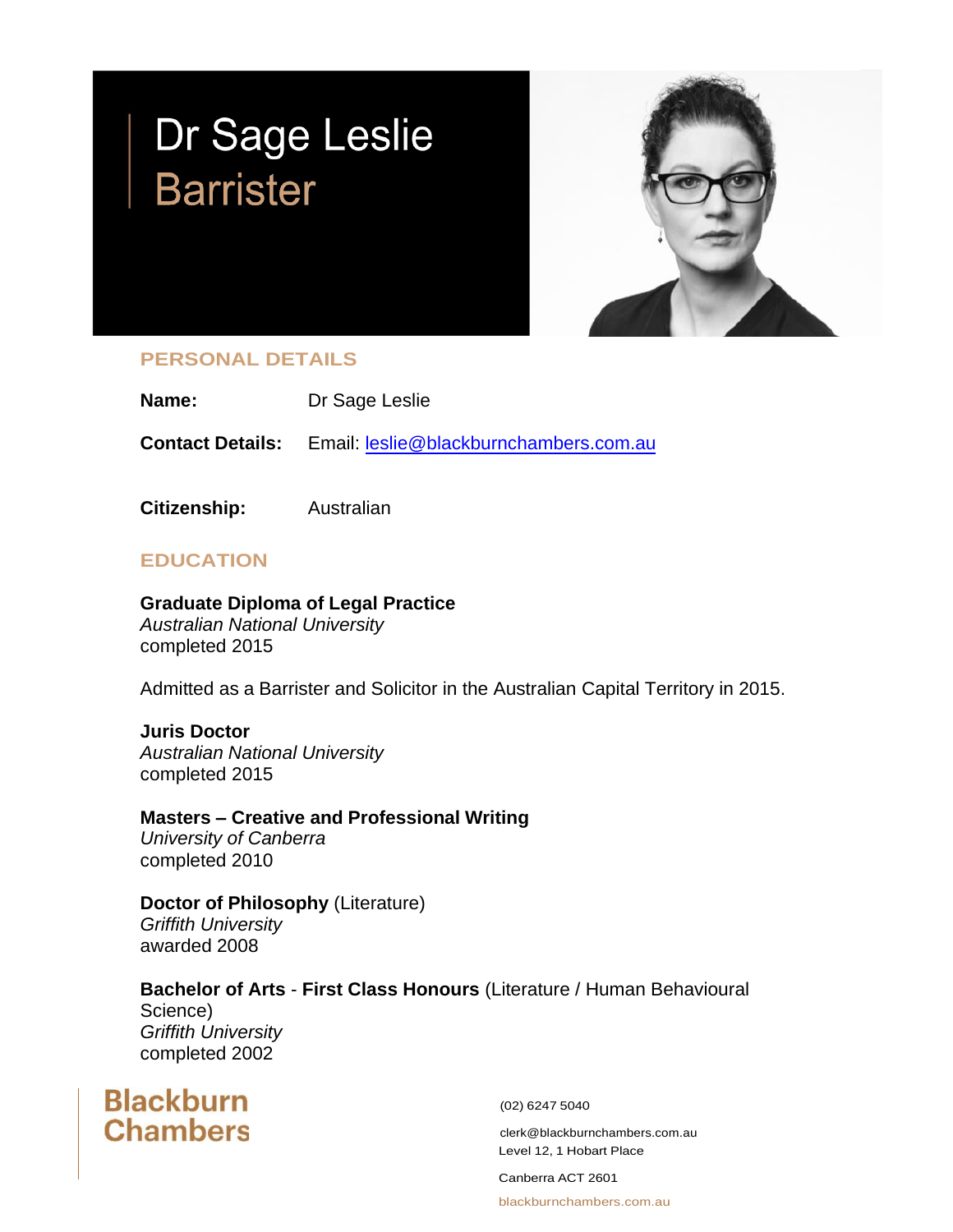# Dr Sage Leslie
## Barrister

## PERSONAL DETAILS

**Name:** Dr Sage Leslie

**Contact Details:** Email: leslie@blackburnchambers.com.au

**Citizenship:** Australian

## EDUCATION

**Graduate Diploma of Legal Practice**
*Australian National University*
completed 2015

Admitted as a Barrister and Solicitor in the Australian Capital Territory in 2015.

**Juris Doctor**
*Australian National University*
completed 2015

**Masters – Creative and Professional Writing**
*University of Canberra*
completed 2010

**Doctor of Philosophy** (Literature)
*Griffith University*
awarded 2008

**Bachelor of Arts** - **First Class Honours** (Literature / Human Behavioural Science)
*Griffith University*
completed 2002

**Blackburn Chambers**

(02) 6247 5040

clerk@blackburnchambers.com.au
Level 12, 1 Hobart Place

Canberra ACT 2601

blackburnchambers.com.au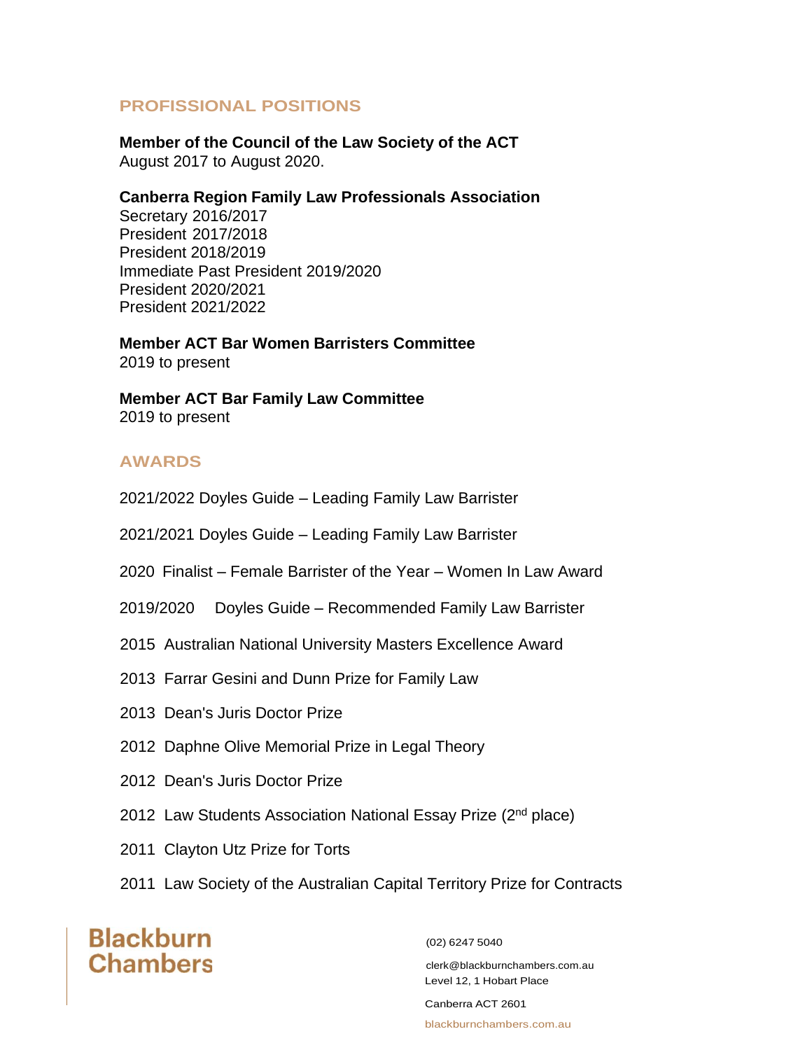## PROFISSIONAL POSITIONS

**Member of the Council of the Law Society of the ACT**
August 2017 to August 2020.

**Canberra Region Family Law Professionals Association**
Secretary 2016/2017
President 2017/2018
President 2018/2019
Immediate Past President 2019/2020
President 2020/2021
President 2021/2022

**Member ACT Bar Women Barristers Committee**
2019 to present

**Member ACT Bar Family Law Committee**
2019 to present

## AWARDS

2021/2022 Doyles Guide – Leading Family Law Barrister

2021/2021 Doyles Guide – Leading Family Law Barrister

2020 Finalist – Female Barrister of the Year – Women In Law Award

2019/2020 Doyles Guide – Recommended Family Law Barrister

2015 Australian National University Masters Excellence Award

2013 Farrar Gesini and Dunn Prize for Family Law

2013 Dean's Juris Doctor Prize

2012 Daphne Olive Memorial Prize in Legal Theory

2012 Dean's Juris Doctor Prize

2012 Law Students Association National Essay Prize (2nd place)

2011 Clayton Utz Prize for Torts

2011 Law Society of the Australian Capital Territory Prize for Contracts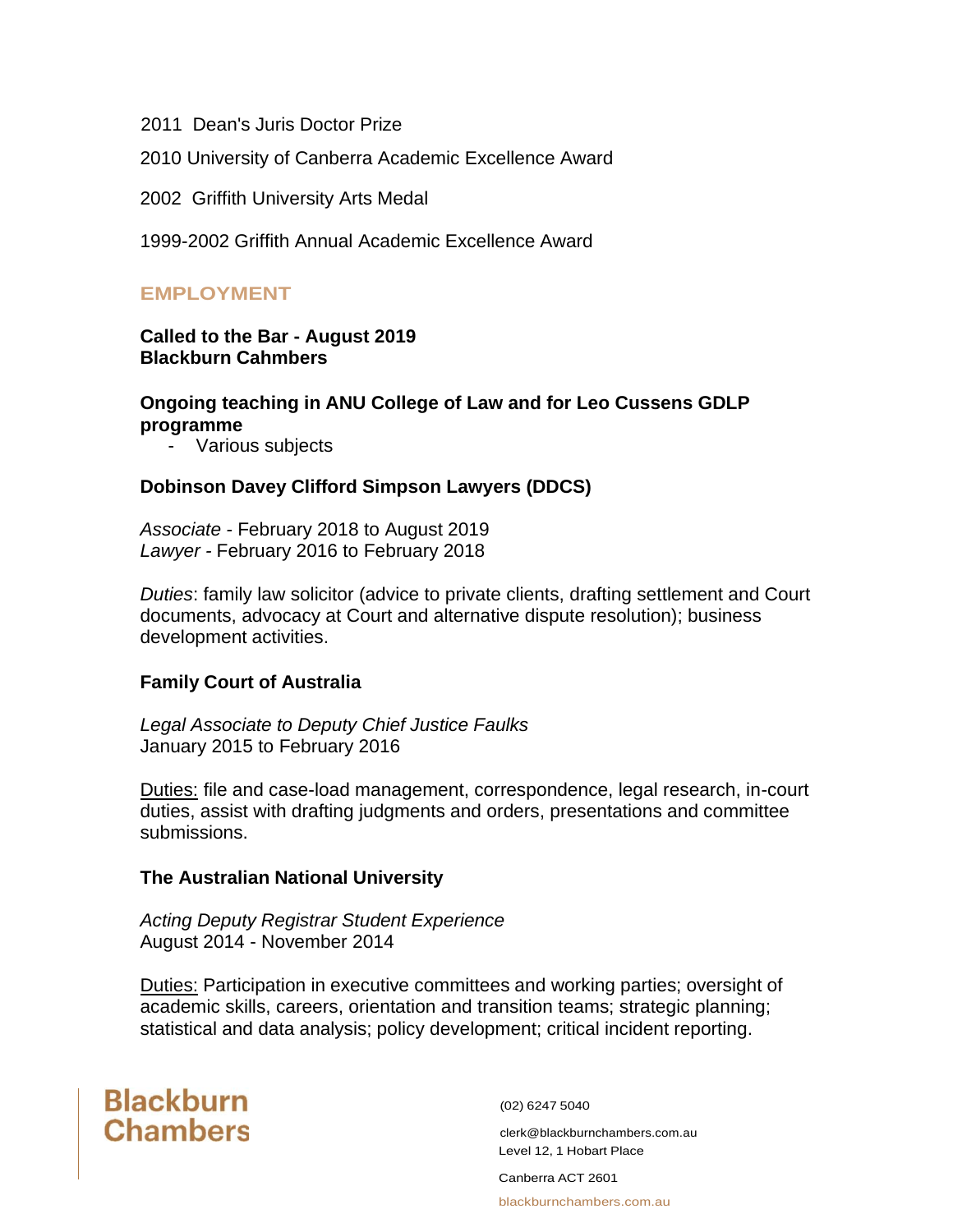2011 Dean's Juris Doctor Prize

2010 University of Canberra Academic Excellence Award

2002 Griffith University Arts Medal

1999-2002 Griffith Annual Academic Excellence Award

## EMPLOYMENT

**Called to the Bar - August 2019**
**Blackburn Cahmbers**

**Ongoing teaching in ANU College of Law and for Leo Cussens GDLP programme**

- Various subjects

**Dobinson Davey Clifford Simpson Lawyers (DDCS)**

*Associate* - February 2018 to August 2019
*Lawyer* - February 2016 to February 2018

*Duties*: family law solicitor (advice to private clients, drafting settlement and Court documents, advocacy at Court and alternative dispute resolution); business development activities.

**Family Court of Australia**

*Legal Associate to Deputy Chief Justice Faulks*
January 2015 to February 2016

Duties: file and case-load management, correspondence, legal research, in-court duties, assist with drafting judgments and orders, presentations and committee submissions.

**The Australian National University**

*Acting Deputy Registrar Student Experience*
August 2014 - November 2014

Duties: Participation in executive committees and working parties; oversight of academic skills, careers, orientation and transition teams; strategic planning; statistical and data analysis; policy development; critical incident reporting.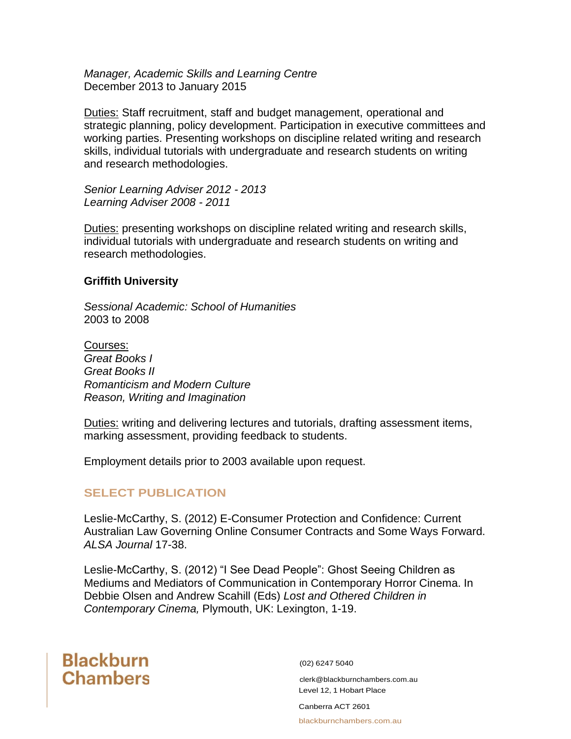*Manager, Academic Skills and Learning Centre*
December 2013 to January 2015

Duties: Staff recruitment, staff and budget management, operational and strategic planning, policy development. Participation in executive committees and working parties. Presenting workshops on discipline related writing and research skills, individual tutorials with undergraduate and research students on writing and research methodologies.

*Senior Learning Adviser 2012 - 2013*
*Learning Adviser 2008 - 2011*

Duties: presenting workshops on discipline related writing and research skills, individual tutorials with undergraduate and research students on writing and research methodologies.

**Griffith University**

*Sessional Academic: School of Humanities*
2003 to 2008

Courses:
*Great Books I*
*Great Books II*
*Romanticism and Modern Culture*
*Reason, Writing and Imagination*

Duties: writing and delivering lectures and tutorials, drafting assessment items, marking assessment, providing feedback to students.

Employment details prior to 2003 available upon request.

## SELECT PUBLICATION

Leslie-McCarthy, S. (2012) E-Consumer Protection and Confidence: Current Australian Law Governing Online Consumer Contracts and Some Ways Forward. *ALSA Journal* 17-38.

Leslie-McCarthy, S. (2012) "I See Dead People": Ghost Seeing Children as Mediums and Mediators of Communication in Contemporary Horror Cinema. In Debbie Olsen and Andrew Scahill (Eds) *Lost and Othered Children in Contemporary Cinema,* Plymouth, UK: Lexington, 1-19.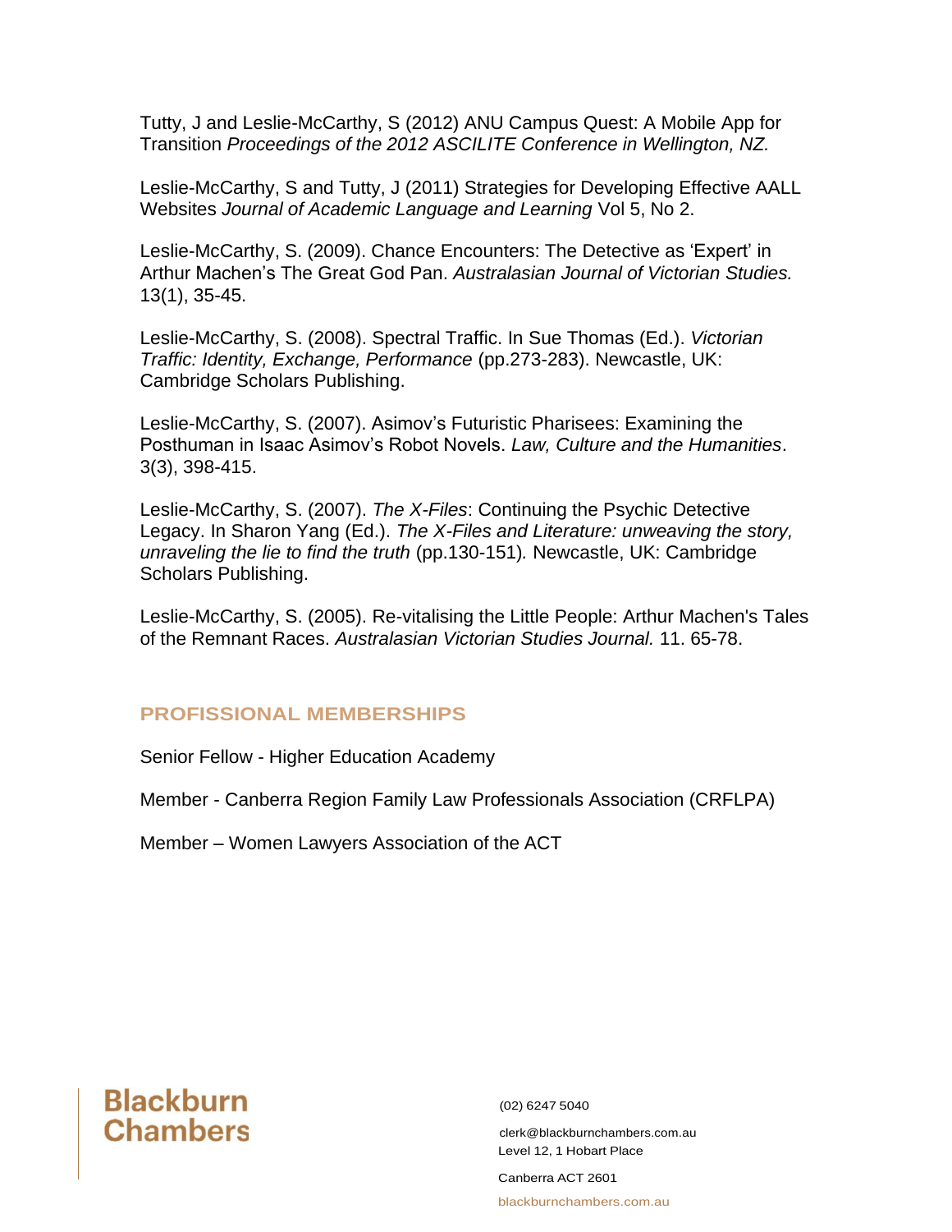Tutty, J and Leslie-McCarthy, S (2012) ANU Campus Quest: A Mobile App for Transition *Proceedings of the 2012 ASCILITE Conference in Wellington, NZ.*

Leslie-McCarthy, S and Tutty, J (2011) Strategies for Developing Effective AALL Websites *Journal of Academic Language and Learning* Vol 5, No 2.

Leslie-McCarthy, S. (2009). Chance Encounters: The Detective as 'Expert' in Arthur Machen's The Great God Pan. *Australasian Journal of Victorian Studies.* 13(1), 35-45.

Leslie-McCarthy, S. (2008). Spectral Traffic. In Sue Thomas (Ed.). *Victorian Traffic: Identity, Exchange, Performance* (pp.273-283). Newcastle, UK: Cambridge Scholars Publishing.

Leslie-McCarthy, S. (2007). Asimov's Futuristic Pharisees: Examining the Posthuman in Isaac Asimov's Robot Novels. *Law, Culture and the Humanities*. 3(3), 398-415.

Leslie-McCarthy, S. (2007). *The X-Files*: Continuing the Psychic Detective Legacy. In Sharon Yang (Ed.). *The X-Files and Literature: unweaving the story, unraveling the lie to find the truth* (pp.130-151). Newcastle, UK: Cambridge Scholars Publishing.

Leslie-McCarthy, S. (2005). Re-vitalising the Little People: Arthur Machen's Tales of the Remnant Races. *Australasian Victorian Studies Journal.* 11. 65-78.

## PROFISSIONAL MEMBERSHIPS

Senior Fellow - Higher Education Academy

Member - Canberra Region Family Law Professionals Association (CRFLPA)

Member – Women Lawyers Association of the ACT

Blackburn Chambers

(02) 6247 5040

clerk@blackburnchambers.com.au
Level 12, 1 Hobart Place

Canberra ACT 2601

blackburnchambers.com.au